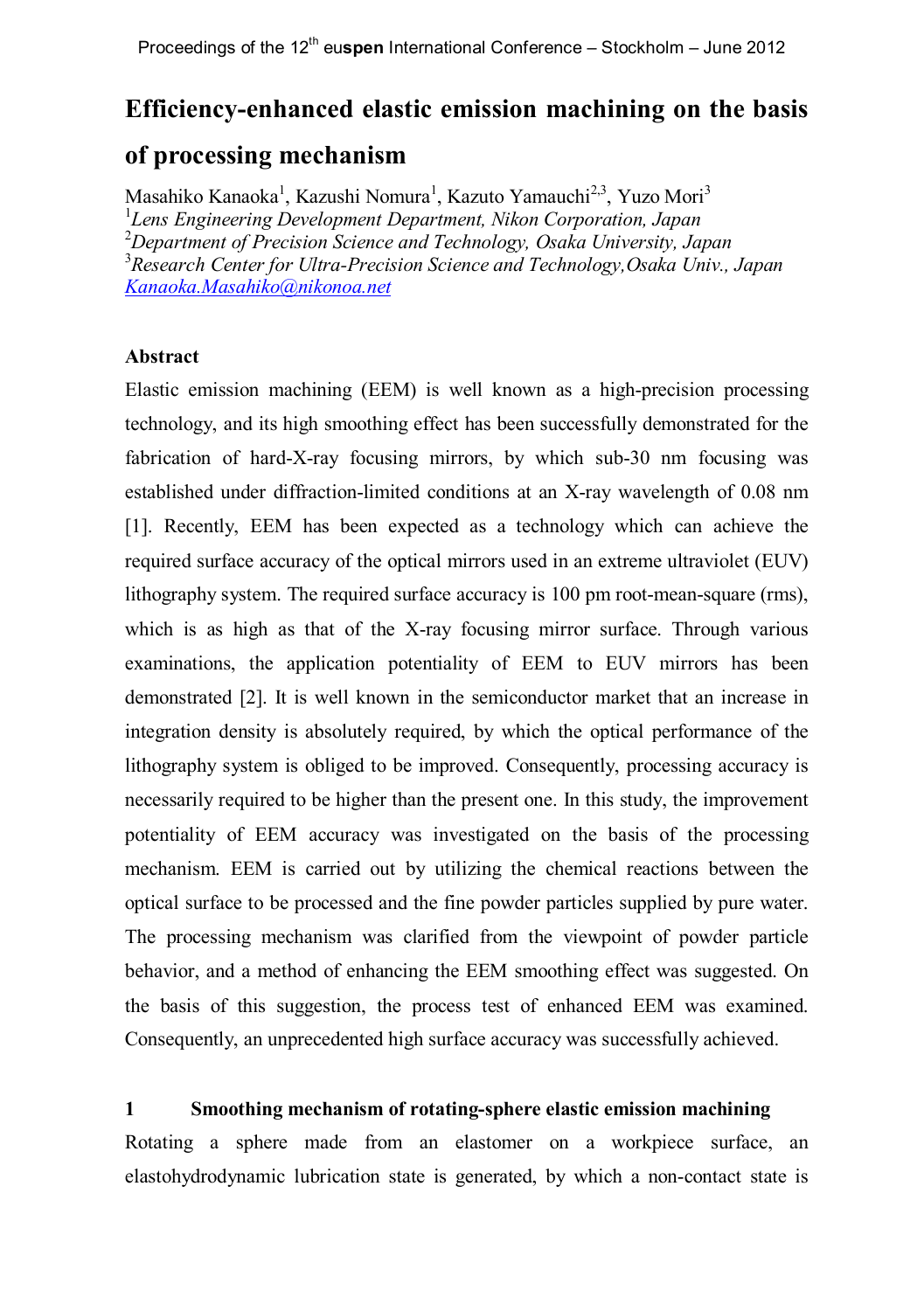# Efficiency-enhanced elastic emission machining on the basis of processing mechanism

Masahiko Kanaoka[1], Kazushi Nomura[1], Kazuto Yamauchi[2,3], Yuzo Mori[3]

[1]*Lens Engineering Development Department, Nikon Corporation, Japan*
[2]*Department of Precision Science and Technology, Osaka University, Japan*
[3]*Research Center for Ultra-Precision Science and Technology,Osaka Univ., Japan*
*Kanaoka.Masahiko@nikonoa.net*

## Abstract

Elastic emission machining (EEM) is well known as a high-precision processing technology, and its high smoothing effect has been successfully demonstrated for the fabrication of hard-X-ray focusing mirrors, by which sub-30 nm focusing was established under diffraction-limited conditions at an X-ray wavelength of 0.08 nm [1]. Recently, EEM has been expected as a technology which can achieve the required surface accuracy of the optical mirrors used in an extreme ultraviolet (EUV) lithography system. The required surface accuracy is 100 pm root-mean-square (rms), which is as high as that of the X-ray focusing mirror surface. Through various examinations, the application potentiality of EEM to EUV mirrors has been demonstrated [2]. It is well known in the semiconductor market that an increase in integration density is absolutely required, by which the optical performance of the lithography system is obliged to be improved. Consequently, processing accuracy is necessarily required to be higher than the present one. In this study, the improvement potentiality of EEM accuracy was investigated on the basis of the processing mechanism. EEM is carried out by utilizing the chemical reactions between the optical surface to be processed and the fine powder particles supplied by pure water. The processing mechanism was clarified from the viewpoint of powder particle behavior, and a method of enhancing the EEM smoothing effect was suggested. On the basis of this suggestion, the process test of enhanced EEM was examined. Consequently, an unprecedented high surface accuracy was successfully achieved.

## 1 Smoothing mechanism of rotating-sphere elastic emission machining

Rotating a sphere made from an elastomer on a workpiece surface, an elastohydrodynamic lubrication state is generated, by which a non-contact state is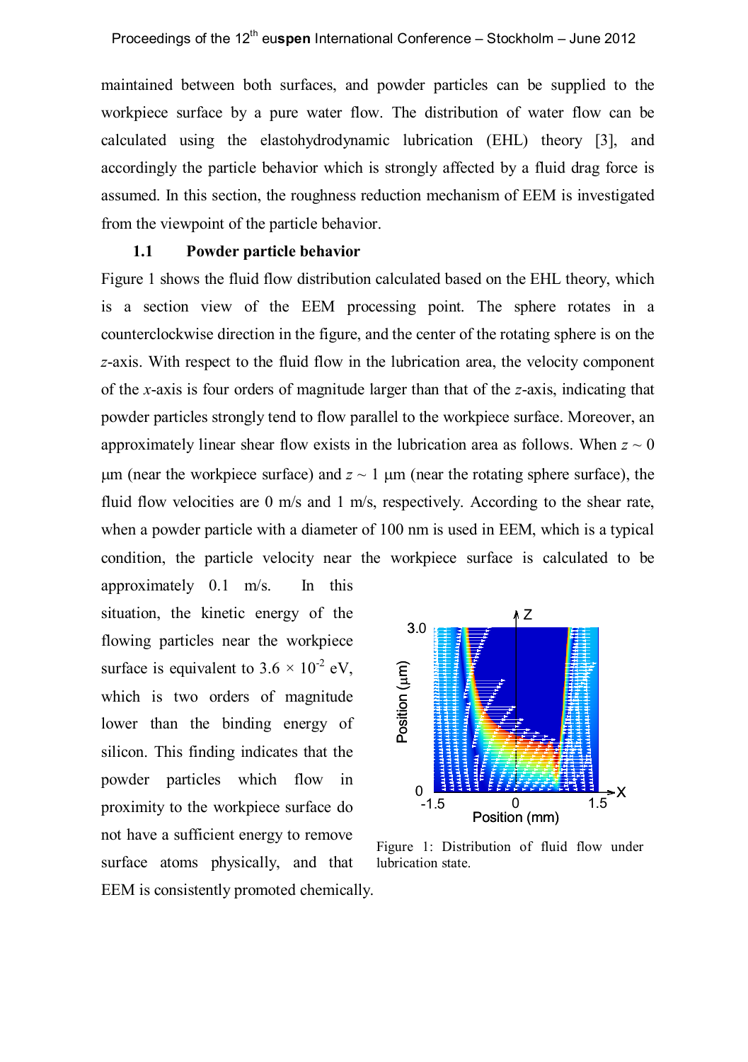maintained between both surfaces, and powder particles can be supplied to the workpiece surface by a pure water flow. The distribution of water flow can be calculated using the elastohydrodynamic lubrication (EHL) theory [3], and accordingly the particle behavior which is strongly affected by a fluid drag force is assumed. In this section, the roughness reduction mechanism of EEM is investigated from the viewpoint of the particle behavior.

### 1.1 Powder particle behavior

Figure 1 shows the fluid flow distribution calculated based on the EHL theory, which is a section view of the EEM processing point. The sphere rotates in a counterclockwise direction in the figure, and the center of the rotating sphere is on the $z$-axis. With respect to the fluid flow in the lubrication area, the velocity component of the $x$-axis is four orders of magnitude larger than that of the $z$-axis, indicating that powder particles strongly tend to flow parallel to the workpiece surface. Moreover, an approximately linear shear flow exists in the lubrication area as follows. When $z \sim 0$ μm (near the workpiece surface) and $z \sim 1$ μm (near the rotating sphere surface), the fluid flow velocities are 0 m/s and 1 m/s, respectively. According to the shear rate, when a powder particle with a diameter of 100 nm is used in EEM, which is a typical condition, the particle velocity near the workpiece surface is calculated to be approximately 0.1 m/s. In this situation, the kinetic energy of the flowing particles near the workpiece surface is equivalent to $3.6 \times 10^{-2}$ eV, which is two orders of magnitude lower than the binding energy of silicon. This finding indicates that the powder particles which flow in proximity to the workpiece surface do not have a sufficient energy to remove surface atoms physically, and that EEM is consistently promoted chemically.

Figure 1: Distribution of fluid flow under lubrication state.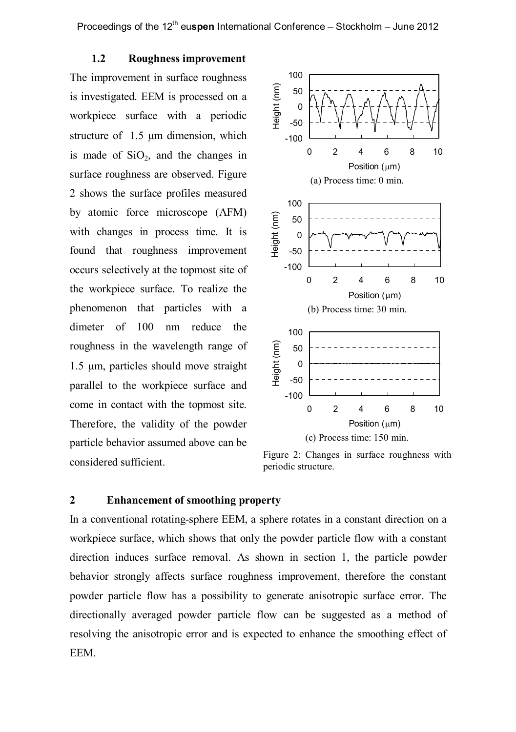### 1.2 Roughness improvement

The improvement in surface roughness is investigated. EEM is processed on a workpiece surface with a periodic structure of 1.5 μm dimension, which is made of $SiO_2$, and the changes in surface roughness are observed. Figure 2 shows the surface profiles measured by atomic force microscope (AFM) with changes in process time. It is found that roughness improvement occurs selectively at the topmost site of the workpiece surface. To realize the phenomenon that particles with a dimeter of 100 nm reduce the roughness in the wavelength range of 1.5 μm, particles should move straight parallel to the workpiece surface and come in contact with the topmost site. Therefore, the validity of the powder particle behavior assumed above can be considered sufficient.

(a) Process time: 0 min.

(b) Process time: 30 min.

(c) Process time: 150 min.

Figure 2: Changes in surface roughness with periodic structure.

## 2 Enhancement of smoothing property

In a conventional rotating-sphere EEM, a sphere rotates in a constant direction on a workpiece surface, which shows that only the powder particle flow with a constant direction induces surface removal. As shown in section 1, the particle powder behavior strongly affects surface roughness improvement, therefore the constant powder particle flow has a possibility to generate anisotropic surface error. The directionally averaged powder particle flow can be suggested as a method of resolving the anisotropic error and is expected to enhance the smoothing effect of EEM.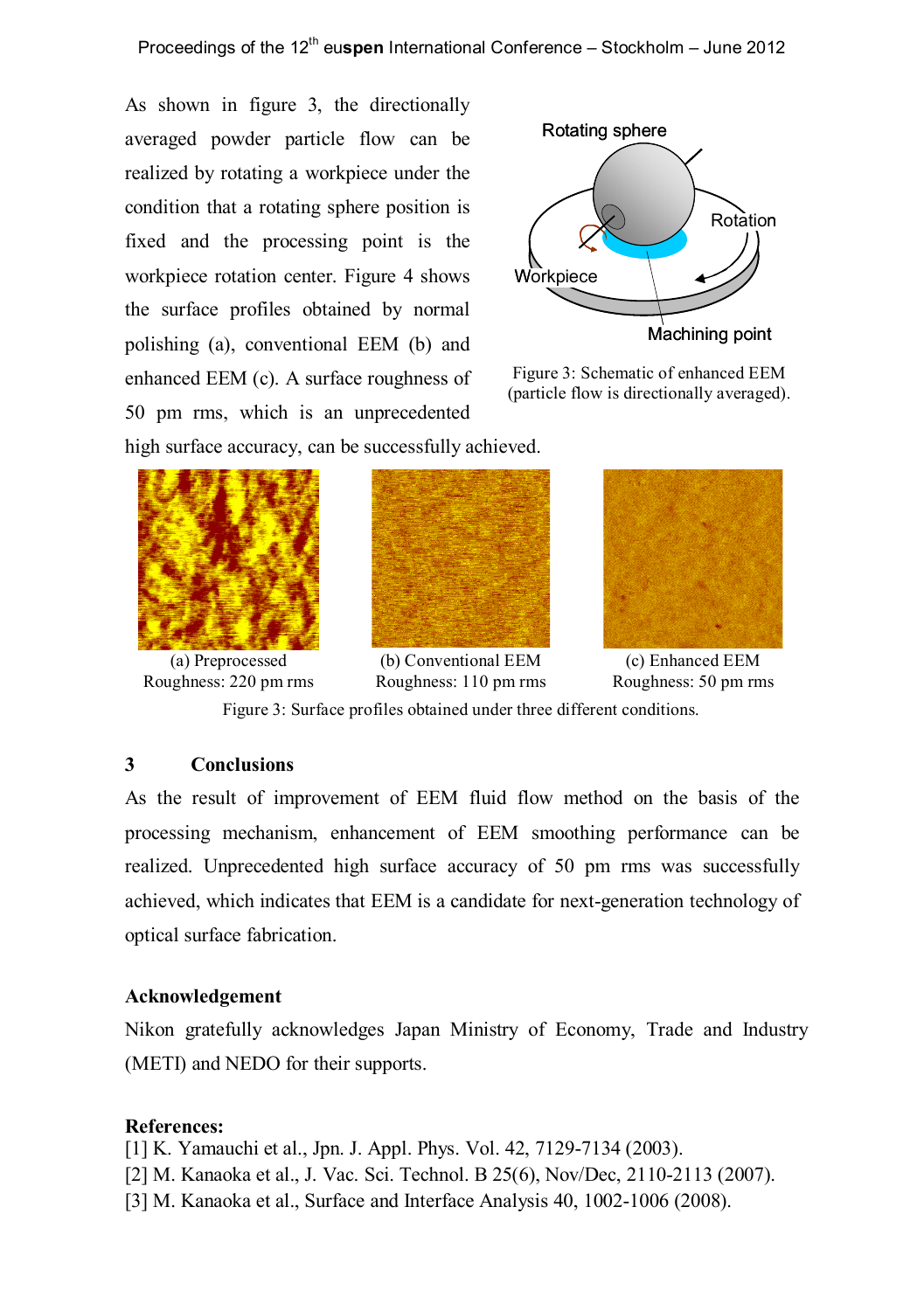As shown in figure 3, the directionally averaged powder particle flow can be realized by rotating a workpiece under the condition that a rotating sphere position is fixed and the processing point is the workpiece rotation center. Figure 4 shows the surface profiles obtained by normal polishing (a), conventional EEM (b) and enhanced EEM (c). A surface roughness of 50 pm rms, which is an unprecedented high surface accuracy, can be successfully achieved.

Rotating sphere

Rotation

Workpiece

Machining point

Figure 3: Schematic of enhanced EEM (particle flow is directionally averaged).

(a) Preprocessed
Roughness: 220 pm rms

(b) Conventional EEM
Roughness: 110 pm rms

(c) Enhanced EEM
Roughness: 50 pm rms

Figure 3: Surface profiles obtained under three different conditions.

## 3 Conclusions

As the result of improvement of EEM fluid flow method on the basis of the processing mechanism, enhancement of EEM smoothing performance can be realized. Unprecedented high surface accuracy of 50 pm rms was successfully achieved, which indicates that EEM is a candidate for next-generation technology of optical surface fabrication.

### Acknowledgement

Nikon gratefully acknowledges Japan Ministry of Economy, Trade and Industry (METI) and NEDO for their supports.

### References:

[1] K. Yamauchi et al., Jpn. J. Appl. Phys. Vol. 42, 7129-7134 (2003).
[2] M. Kanaoka et al., J. Vac. Sci. Technol. B 25(6), Nov/Dec, 2110-2113 (2007).
[3] M. Kanaoka et al., Surface and Interface Analysis 40, 1002-1006 (2008).